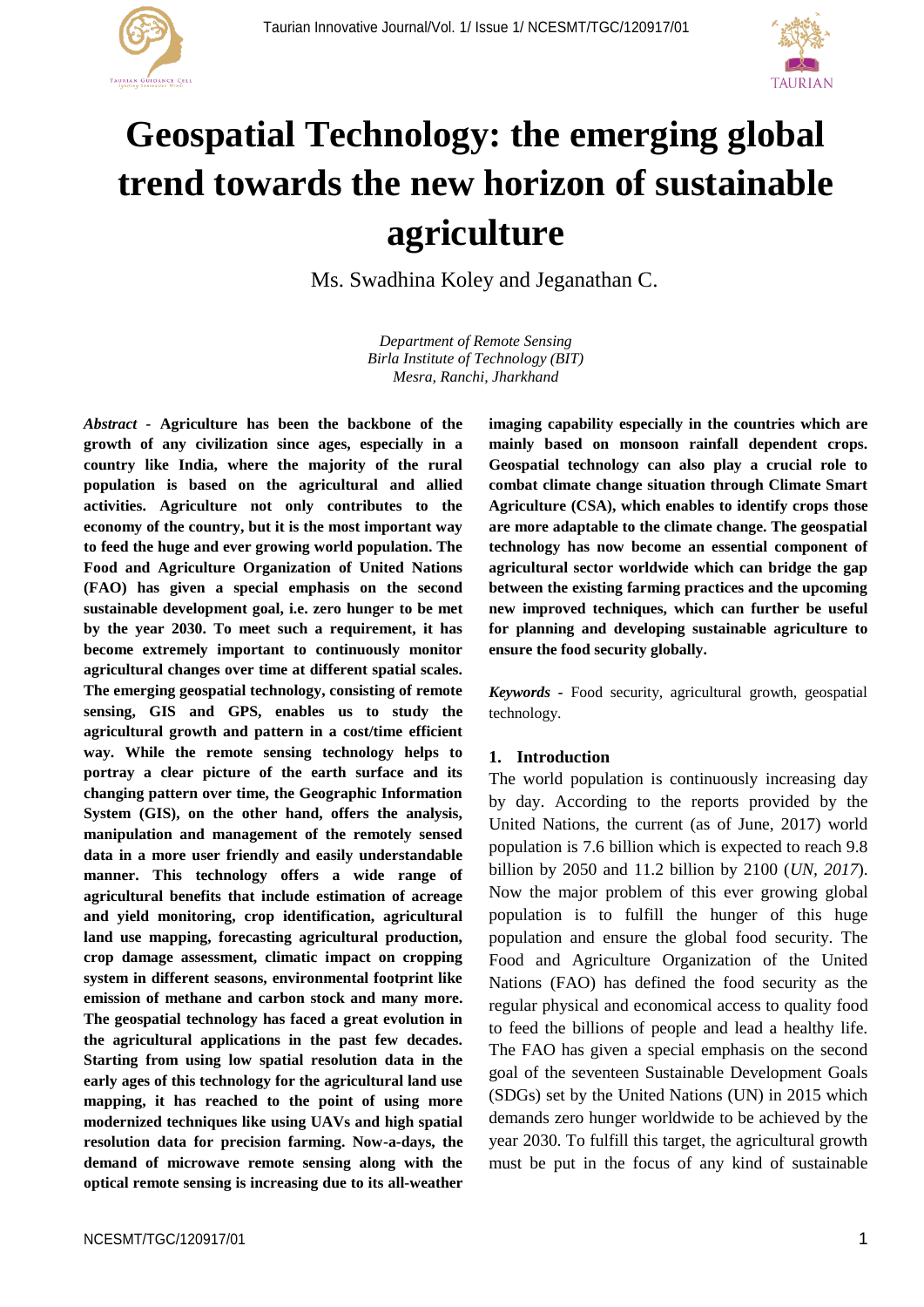# Geospatial Technology: the emerging global trend towards the new horizon of sustainable agriculture

Ms. Swadhina Koley and Jeganathan C.

*Department of Remote Sensing*
*Birla Institute of Technology (BIT)*
*Mesra, Ranchi, Jharkhand*

***Abstract* - Agriculture has been the backbone of the growth of any civilization since ages, especially in a country like India, where the majority of the rural population is based on the agricultural and allied activities. Agriculture not only contributes to the economy of the country, but it is the most important way to feed the huge and ever growing world population. The Food and Agriculture Organization of United Nations (FAO) has given a special emphasis on the second sustainable development goal, i.e. zero hunger to be met by the year 2030. To meet such a requirement, it has become extremely important to continuously monitor agricultural changes over time at different spatial scales. The emerging geospatial technology, consisting of remote sensing, GIS and GPS, enables us to study the agricultural growth and pattern in a cost/time efficient way. While the remote sensing technology helps to portray a clear picture of the earth surface and its changing pattern over time, the Geographic Information System (GIS), on the other hand, offers the analysis, manipulation and management of the remotely sensed data in a more user friendly and easily understandable manner. This technology offers a wide range of agricultural benefits that include estimation of acreage and yield monitoring, crop identification, agricultural land use mapping, forecasting agricultural production, crop damage assessment, climatic impact on cropping system in different seasons, environmental footprint like emission of methane and carbon stock and many more. The geospatial technology has faced a great evolution in the agricultural applications in the past few decades. Starting from using low spatial resolution data in the early ages of this technology for the agricultural land use mapping, it has reached to the point of using more modernized techniques like using UAVs and high spatial resolution data for precision farming. Now-a-days, the demand of microwave remote sensing along with the optical remote sensing is increasing due to its all-weather imaging capability especially in the countries which are mainly based on monsoon rainfall dependent crops. Geospatial technology can also play a crucial role to combat climate change situation through Climate Smart Agriculture (CSA), which enables to identify crops those are more adaptable to the climate change. The geospatial technology has now become an essential component of agricultural sector worldwide which can bridge the gap between the existing farming practices and the upcoming new improved techniques, which can further be useful for planning and developing sustainable agriculture to ensure the food security globally.**

***Keywords*** - Food security, agricultural growth, geospatial technology.

## 1. Introduction

The world population is continuously increasing day by day. According to the reports provided by the United Nations, the current (as of June, 2017) world population is 7.6 billion which is expected to reach 9.8 billion by 2050 and 11.2 billion by 2100 (*UN, 2017*). Now the major problem of this ever growing global population is to fulfill the hunger of this huge population and ensure the global food security. The Food and Agriculture Organization of the United Nations (FAO) has defined the food security as the regular physical and economical access to quality food to feed the billions of people and lead a healthy life. The FAO has given a special emphasis on the second goal of the seventeen Sustainable Development Goals (SDGs) set by the United Nations (UN) in 2015 which demands zero hunger worldwide to be achieved by the year 2030. To fulfill this target, the agricultural growth must be put in the focus of any kind of sustainable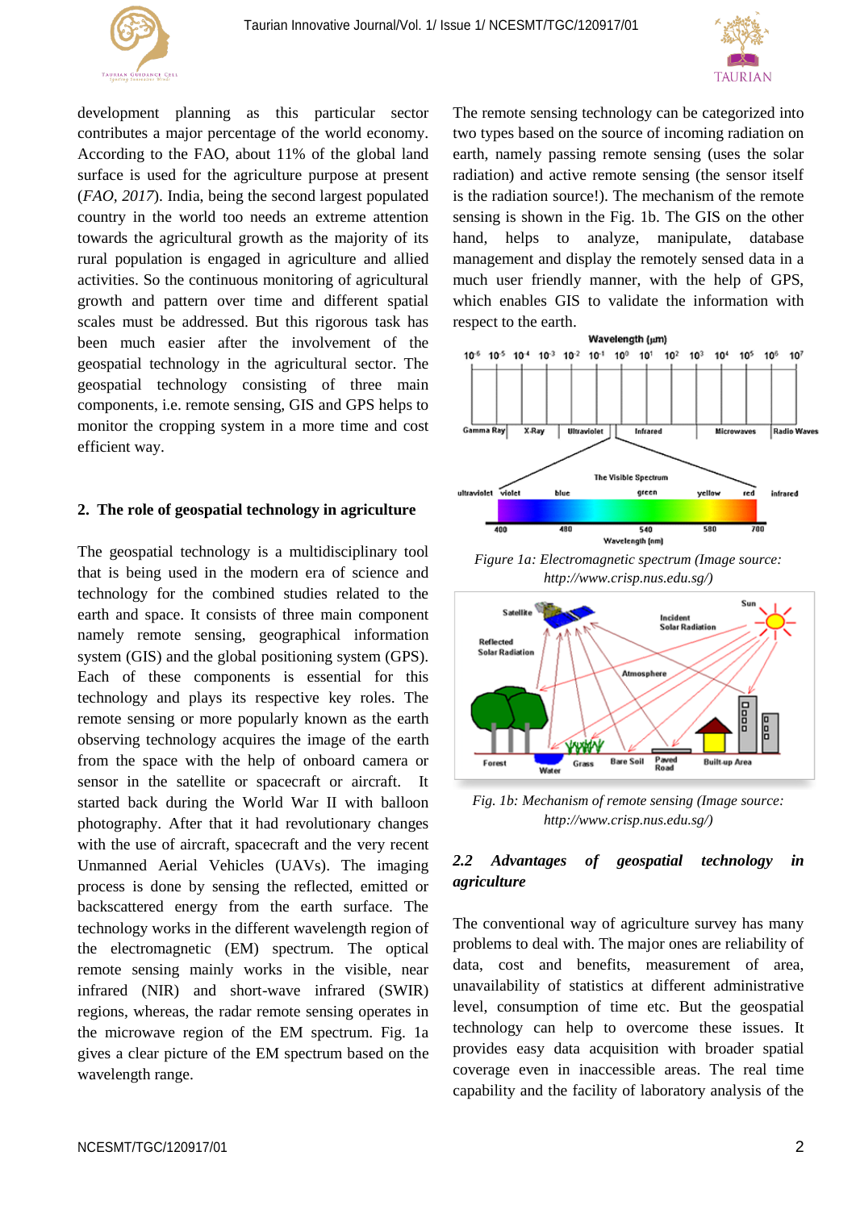development planning as this particular sector contributes a major percentage of the world economy. According to the FAO, about 11% of the global land surface is used for the agriculture purpose at present (*FAO, 2017*). India, being the second largest populated country in the world too needs an extreme attention towards the agricultural growth as the majority of its rural population is engaged in agriculture and allied activities. So the continuous monitoring of agricultural growth and pattern over time and different spatial scales must be addressed. But this rigorous task has been much easier after the involvement of the geospatial technology in the agricultural sector. The geospatial technology consisting of three main components, i.e. remote sensing, GIS and GPS helps to monitor the cropping system in a more time and cost efficient way.

## 2. The role of geospatial technology in agriculture

The geospatial technology is a multidisciplinary tool that is being used in the modern era of science and technology for the combined studies related to the earth and space. It consists of three main component namely remote sensing, geographical information system (GIS) and the global positioning system (GPS). Each of these components is essential for this technology and plays its respective key roles. The remote sensing or more popularly known as the earth observing technology acquires the image of the earth from the space with the help of onboard camera or sensor in the satellite or spacecraft or aircraft. It started back during the World War II with balloon photography. After that it had revolutionary changes with the use of aircraft, spacecraft and the very recent Unmanned Aerial Vehicles (UAVs). The imaging process is done by sensing the reflected, emitted or backscattered energy from the earth surface. The technology works in the different wavelength region of the electromagnetic (EM) spectrum. The optical remote sensing mainly works in the visible, near infrared (NIR) and short-wave infrared (SWIR) regions, whereas, the radar remote sensing operates in the microwave region of the EM spectrum. Fig. 1a gives a clear picture of the EM spectrum based on the wavelength range.

The remote sensing technology can be categorized into two types based on the source of incoming radiation on earth, namely passing remote sensing (uses the solar radiation) and active remote sensing (the sensor itself is the radiation source!). The mechanism of the remote sensing is shown in the Fig. 1b. The GIS on the other hand, helps to analyze, manipulate, database management and display the remotely sensed data in a much user friendly manner, with the help of GPS, which enables GIS to validate the information with respect to the earth.

*Figure 1a: Electromagnetic spectrum (Image source: http://www.crisp.nus.edu.sg/)*

*Fig. 1b: Mechanism of remote sensing (Image source: http://www.crisp.nus.edu.sg/)*

### *2.2 Advantages of geospatial technology in agriculture*

The conventional way of agriculture survey has many problems to deal with. The major ones are reliability of data, cost and benefits, measurement of area, unavailability of statistics at different administrative level, consumption of time etc. But the geospatial technology can help to overcome these issues. It provides easy data acquisition with broader spatial coverage even in inaccessible areas. The real time capability and the facility of laboratory analysis of the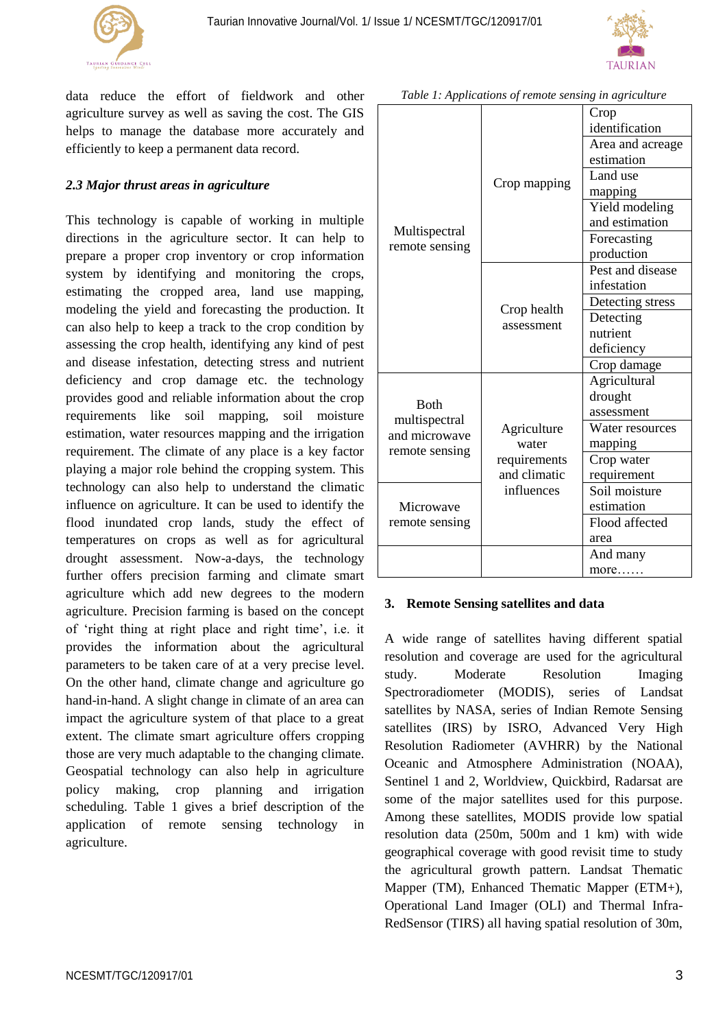data reduce the effort of fieldwork and other agriculture survey as well as saving the cost. The GIS helps to manage the database more accurately and efficiently to keep a permanent data record.

### *2.3 Major thrust areas in agriculture*

This technology is capable of working in multiple directions in the agriculture sector. It can help to prepare a proper crop inventory or crop information system by identifying and monitoring the crops, estimating the cropped area, land use mapping, modeling the yield and forecasting the production. It can also help to keep a track to the crop condition by assessing the crop health, identifying any kind of pest and disease infestation, detecting stress and nutrient deficiency and crop damage etc. the technology provides good and reliable information about the crop requirements like soil mapping, soil moisture estimation, water resources mapping and the irrigation requirement. The climate of any place is a key factor playing a major role behind the cropping system. This technology can also help to understand the climatic influence on agriculture. It can be used to identify the flood inundated crop lands, study the effect of temperatures on crops as well as for agricultural drought assessment. Now-a-days, the technology further offers precision farming and climate smart agriculture which add new degrees to the modern agriculture. Precision farming is based on the concept of 'right thing at right place and right time', i.e. it provides the information about the agricultural parameters to be taken care of at a very precise level. On the other hand, climate change and agriculture go hand-in-hand. A slight change in climate of an area can impact the agriculture system of that place to a great extent. The climate smart agriculture offers cropping those are very much adaptable to the changing climate. Geospatial technology can also help in agriculture policy making, crop planning and irrigation scheduling. Table 1 gives a brief description of the application of remote sensing technology in agriculture.

*Table 1: Applications of remote sensing in agriculture*

| | | |
|---|---|---|
| Multispectral remote sensing | Crop mapping | Crop identification |
| | | Area and acreage estimation |
| | | Land use mapping |
| | | Yield modeling and estimation |
| | | Forecasting production |
| | Crop health assessment | Pest and disease infestation |
| | | Detecting stress |
| | | Detecting nutrient deficiency |
| | | Crop damage |
| Both multispectral and microwave remote sensing | Agriculture water requirements and climatic influences | Agricultural drought assessment |
| | | Water resources mapping |
| | | Crop water requirement |
| Microwave remote sensing | | Soil moisture estimation |
| | | Flood affected area |
| | | And many more…… |

## 3. Remote Sensing satellites and data

A wide range of satellites having different spatial resolution and coverage are used for the agricultural study. Moderate Resolution Imaging Spectroradiometer (MODIS), series of Landsat satellites by NASA, series of Indian Remote Sensing satellites (IRS) by ISRO, Advanced Very High Resolution Radiometer (AVHRR) by the National Oceanic and Atmosphere Administration (NOAA), Sentinel 1 and 2, Worldview, Quickbird, Radarsat are some of the major satellites used for this purpose. Among these satellites, MODIS provide low spatial resolution data (250m, 500m and 1 km) with wide geographical coverage with good revisit time to study the agricultural growth pattern. Landsat Thematic Mapper (TM), Enhanced Thematic Mapper (ETM+), Operational Land Imager (OLI) and Thermal Infra-RedSensor (TIRS) all having spatial resolution of 30m,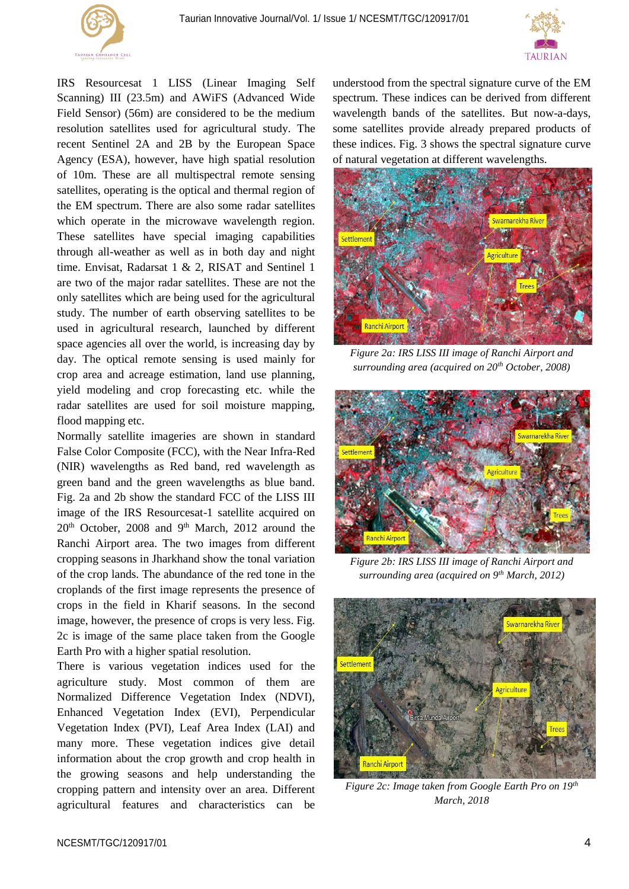IRS Resourcesat 1 LISS (Linear Imaging Self Scanning) III (23.5m) and AWiFS (Advanced Wide Field Sensor) (56m) are considered to be the medium resolution satellites used for agricultural study. The recent Sentinel 2A and 2B by the European Space Agency (ESA), however, have high spatial resolution of 10m. These are all multispectral remote sensing satellites, operating is the optical and thermal region of the EM spectrum. There are also some radar satellites which operate in the microwave wavelength region. These satellites have special imaging capabilities through all-weather as well as in both day and night time. Envisat, Radarsat 1 & 2, RISAT and Sentinel 1 are two of the major radar satellites. These are not the only satellites which are being used for the agricultural study. The number of earth observing satellites to be used in agricultural research, launched by different space agencies all over the world, is increasing day by day. The optical remote sensing is used mainly for crop area and acreage estimation, land use planning, yield modeling and crop forecasting etc. while the radar satellites are used for soil moisture mapping, flood mapping etc.

Normally satellite imageries are shown in standard False Colour Composite (FCC), with the Near Infra-Red (NIR) wavelengths as Red band, red wavelength as green band and the green wavelengths as blue band. Fig. 2a and 2b show the standard FCC of the LISS III image of the IRS Resourcesat-1 satellite acquired on 20th October, 2008 and 9th March, 2012 around the Ranchi Airport area. The two images from different cropping seasons in Jharkhand show the tonal variation of the crop lands. The abundance of the red tone in the croplands of the first image represents the presence of crops in the field in Kharif seasons. In the second image, however, the presence of crops is very less. Fig. 2c is image of the same place taken from the Google Earth Pro with a higher spatial resolution.

There is various vegetation indices used for the agriculture study. Most common of them are Normalized Difference Vegetation Index (NDVI), Enhanced Vegetation Index (EVI), Perpendicular Vegetation Index (PVI), Leaf Area Index (LAI) and many more. These vegetation indices give detail information about the crop growth and crop health in the growing seasons and help understanding the cropping pattern and intensity over an area. Different agricultural features and characteristics can be understood from the spectral signature curve of the EM spectrum. These indices can be derived from different wavelength bands of the satellites. But now-a-days, some satellites provide already prepared products of these indices. Fig. 3 shows the spectral signature curve of natural vegetation at different wavelengths.

*Figure 2a: IRS LISS III image of Ranchi Airport and surrounding area (acquired on 20th October, 2008)*

*Figure 2b: IRS LISS III image of Ranchi Airport and surrounding area (acquired on 9th March, 2012)*

*Figure 2c: Image taken from Google Earth Pro on 19th March, 2018*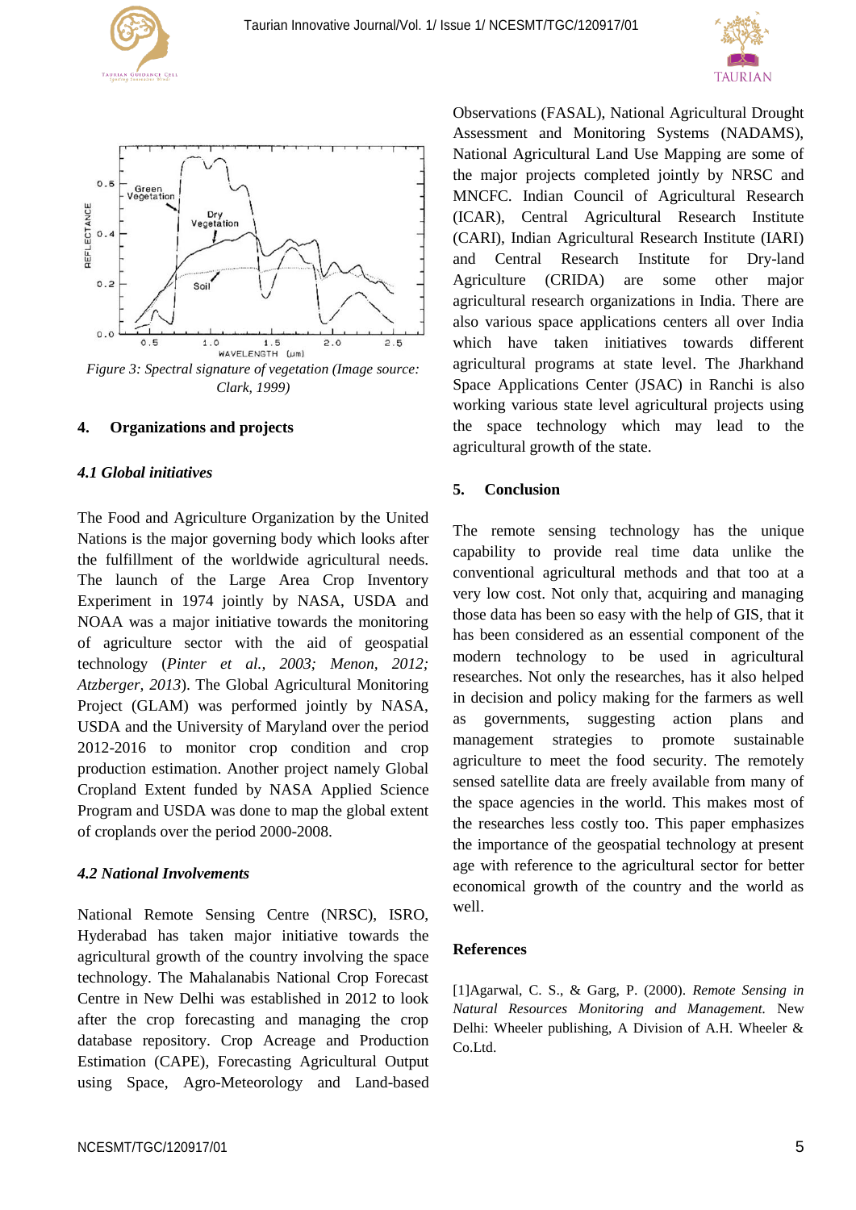Figure 3: Spectral signature of vegetation (Image source: Clark, 1999)

## 4. Organizations and projects

### 4.1 Global initiatives

The Food and Agriculture Organization by the United Nations is the major governing body which looks after the fulfillment of the worldwide agricultural needs. The launch of the Large Area Crop Inventory Experiment in 1974 jointly by NASA, USDA and NOAA was a major initiative towards the monitoring of agriculture sector with the aid of geospatial technology (*Pinter et al., 2003; Menon, 2012; Atzberger, 2013*). The Global Agricultural Monitoring Project (GLAM) was performed jointly by NASA, USDA and the University of Maryland over the period 2012-2016 to monitor crop condition and crop production estimation. Another project namely Global Cropland Extent funded by NASA Applied Science Program and USDA was done to map the global extent of croplands over the period 2000-2008.

### 4.2 National Involvements

National Remote Sensing Centre (NRSC), ISRO, Hyderabad has taken major initiative towards the agricultural growth of the country involving the space technology. The Mahalanabis National Crop Forecast Centre in New Delhi was established in 2012 to look after the crop forecasting and managing the crop database repository. Crop Acreage and Production Estimation (CAPE), Forecasting Agricultural Output using Space, Agro-Meteorology and Land-based Observations (FASAL), National Agricultural Drought Assessment and Monitoring Systems (NADAMS), National Agricultural Land Use Mapping are some of the major projects completed jointly by NRSC and MNCFC. Indian Council of Agricultural Research (ICAR), Central Agricultural Research Institute (CARI), Indian Agricultural Research Institute (IARI) and Central Research Institute for Dry-land Agriculture (CRIDA) are some other major agricultural research organizations in India. There are also various space applications centers all over India which have taken initiatives towards different agricultural programs at state level. The Jharkhand Space Applications Center (JSAC) in Ranchi is also working various state level agricultural projects using the space technology which may lead to the agricultural growth of the state.

## 5. Conclusion

The remote sensing technology has the unique capability to provide real time data unlike the conventional agricultural methods and that too at a very low cost. Not only that, acquiring and managing those data has been so easy with the help of GIS, that it has been considered as an essential component of the modern technology to be used in agricultural researches. Not only the researches, has it also helped in decision and policy making for the farmers as well as governments, suggesting action plans and management strategies to promote sustainable agriculture to meet the food security. The remotely sensed satellite data are freely available from many of the space agencies in the world. This makes most of the researches less costly too. This paper emphasizes the importance of the geospatial technology at present age with reference to the agricultural sector for better economical growth of the country and the world as well.

## References

[1]Agarwal, C. S., & Garg, P. (2000). *Remote Sensing in Natural Resources Monitoring and Management.* New Delhi: Wheeler publishing, A Division of A.H. Wheeler & Co.Ltd.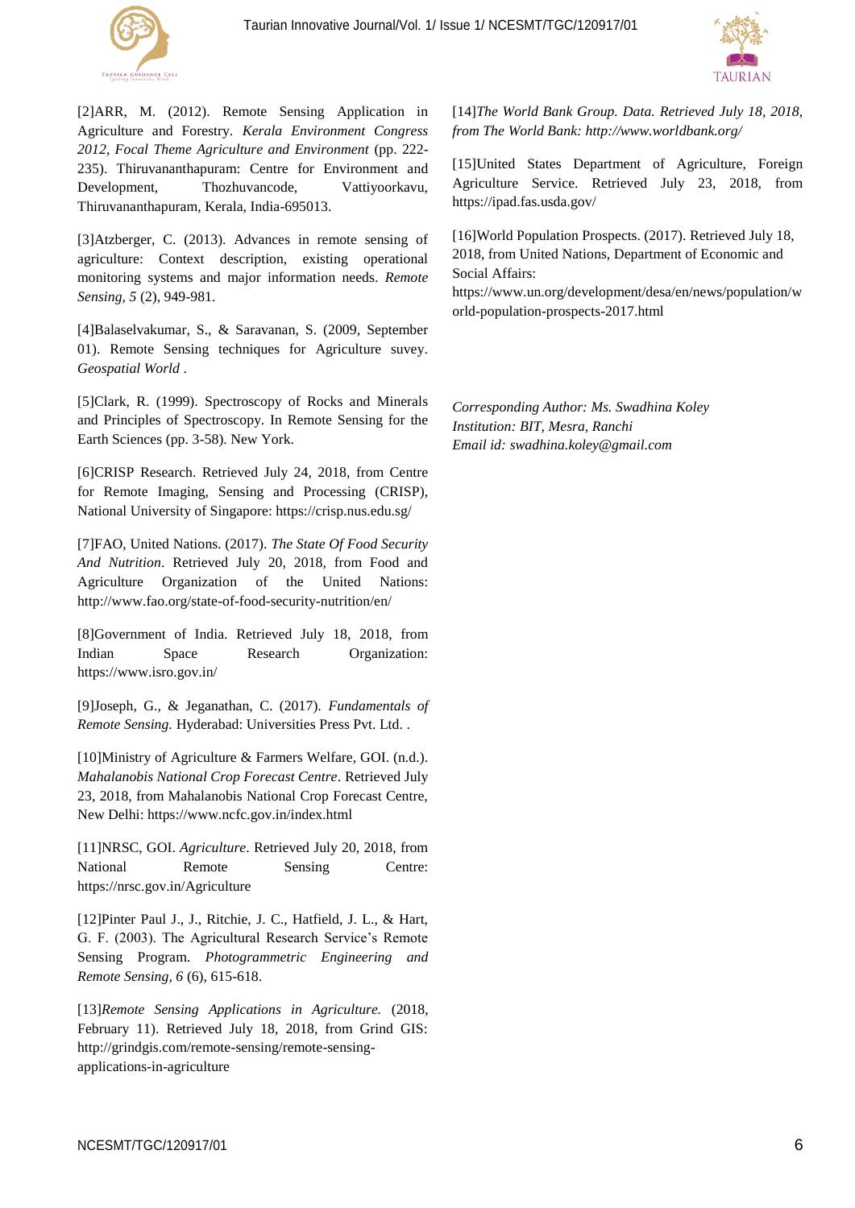[2]ARR, M. (2012). Remote Sensing Application in Agriculture and Forestry. *Kerala Environment Congress 2012, Focal Theme Agriculture and Environment* (pp. 222-235). Thiruvananthapuram: Centre for Environment and Development, Thozhuvancode, Vattiyoorkavu, Thiruvananthapuram, Kerala, India-695013.

[3]Atzberger, C. (2013). Advances in remote sensing of agriculture: Context description, existing operational monitoring systems and major information needs. *Remote Sensing, 5* (2), 949-981.

[4]Balaselvakumar, S., & Saravanan, S. (2009, September 01). Remote Sensing techniques for Agriculture suvey. *Geospatial World* .

[5]Clark, R. (1999). Spectroscopy of Rocks and Minerals and Principles of Spectroscopy. In Remote Sensing for the Earth Sciences (pp. 3-58). New York.

[6]CRISP Research. Retrieved July 24, 2018, from Centre for Remote Imaging, Sensing and Processing (CRISP), National University of Singapore: https://crisp.nus.edu.sg/

[7]FAO, United Nations. (2017). *The State Of Food Security And Nutrition*. Retrieved July 20, 2018, from Food and Agriculture Organization of the United Nations: http://www.fao.org/state-of-food-security-nutrition/en/

[8]Government of India. Retrieved July 18, 2018, from Indian Space Research Organization: https://www.isro.gov.in/

[9]Joseph, G., & Jeganathan, C. (2017). *Fundamentals of Remote Sensing.* Hyderabad: Universities Press Pvt. Ltd. .

[10]Ministry of Agriculture & Farmers Welfare, GOI. (n.d.). *Mahalanobis National Crop Forecast Centre*. Retrieved July 23, 2018, from Mahalanobis National Crop Forecast Centre, New Delhi: https://www.ncfc.gov.in/index.html

[11]NRSC, GOI. *Agriculture*. Retrieved July 20, 2018, from National Remote Sensing Centre: https://nrsc.gov.in/Agriculture

[12]Pinter Paul J., J., Ritchie, J. C., Hatfield, J. L., & Hart, G. F. (2003). The Agricultural Research Service's Remote Sensing Program. *Photogrammetric Engineering and Remote Sensing, 6* (6), 615-618.

[13]*Remote Sensing Applications in Agriculture.* (2018, February 11). Retrieved July 18, 2018, from Grind GIS: http://grindgis.com/remote-sensing/remote-sensing-applications-in-agriculture

[14]*The World Bank Group. Data. Retrieved July 18, 2018, from The World Bank: http://www.worldbank.org/*

[15]United States Department of Agriculture, Foreign Agriculture Service. Retrieved July 23, 2018, from https://ipad.fas.usda.gov/

[16]World Population Prospects. (2017). Retrieved July 18, 2018, from United Nations, Department of Economic and Social Affairs: https://www.un.org/development/desa/en/news/population/world-population-prospects-2017.html

*Corresponding Author: Ms. Swadhina Koley*
*Institution: BIT, Mesra, Ranchi*
*Email id: swadhina.koley@gmail.com*